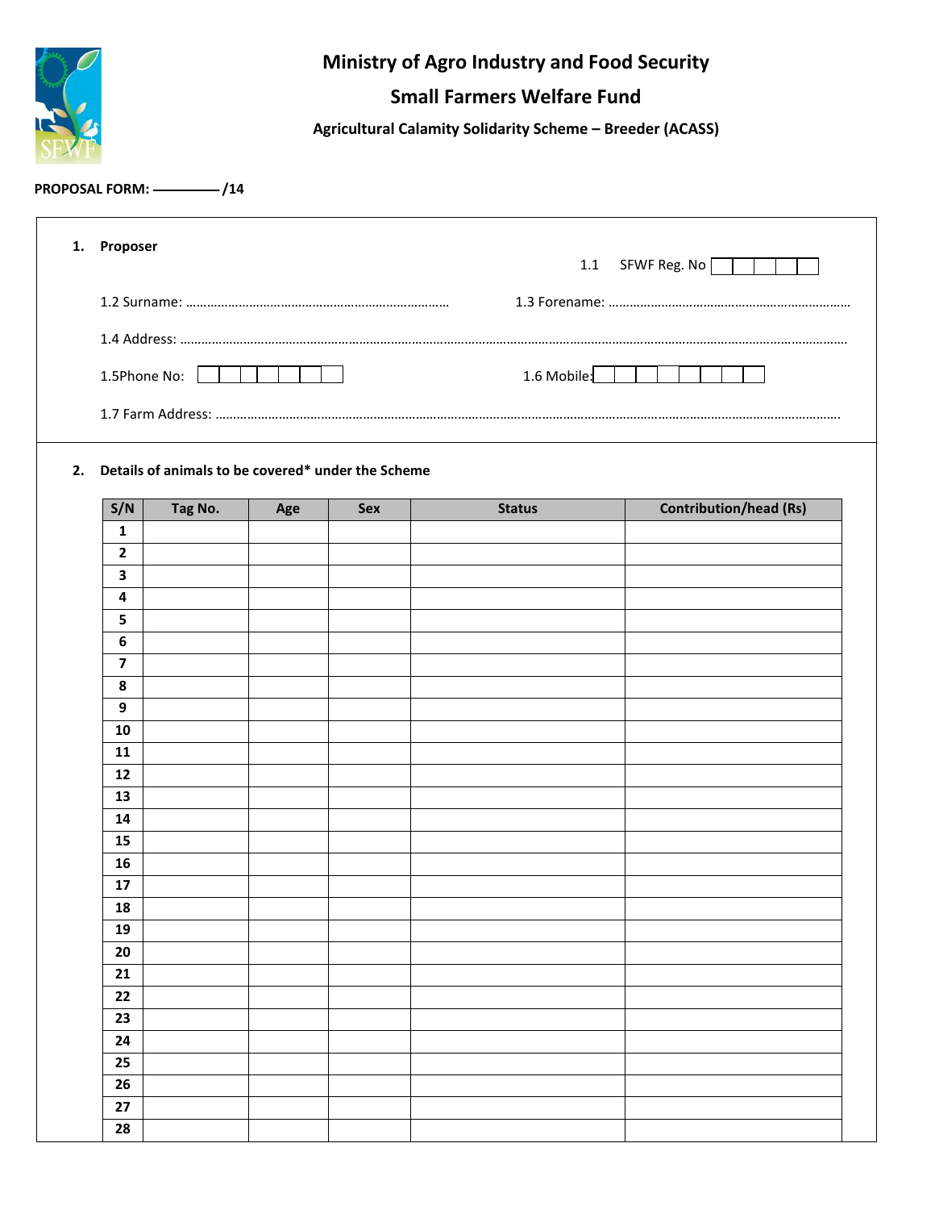# Ministry of Agro Industry and Food Security

## Small Farmers Welfare Fund

### Agricultural Calamity Solidarity Scheme – Breeder (ACASS)

**PROPOSAL FORM: ———— /14**

**1. Proposer**

1.1 SFWF Reg. No

1.2 Surname: ……………………………………………………………… 1.3 Forename: ……………………………………………………………

1.4 Address: ……………………………………………………………………………………………………………………………………………

1.5Phone No:

1.6 Mobile:

1.7 Farm Address: ………………………………………………………………………………………………………………………………………

**2. Details of animals to be covered* under the Scheme**

| S/N | Tag No. | Age | Sex | Status | Contribution/head (Rs) |
|---|---|---|---|---|---|
| 1 | | | | | |
| 2 | | | | | |
| 3 | | | | | |
| 4 | | | | | |
| 5 | | | | | |
| 6 | | | | | |
| 7 | | | | | |
| 8 | | | | | |
| 9 | | | | | |
| 10 | | | | | |
| 11 | | | | | |
| 12 | | | | | |
| 13 | | | | | |
| 14 | | | | | |
| 15 | | | | | |
| 16 | | | | | |
| 17 | | | | | |
| 18 | | | | | |
| 19 | | | | | |
| 20 | | | | | |
| 21 | | | | | |
| 22 | | | | | |
| 23 | | | | | |
| 24 | | | | | |
| 25 | | | | | |
| 26 | | | | | |
| 27 | | | | | |
| 28 | | | | | |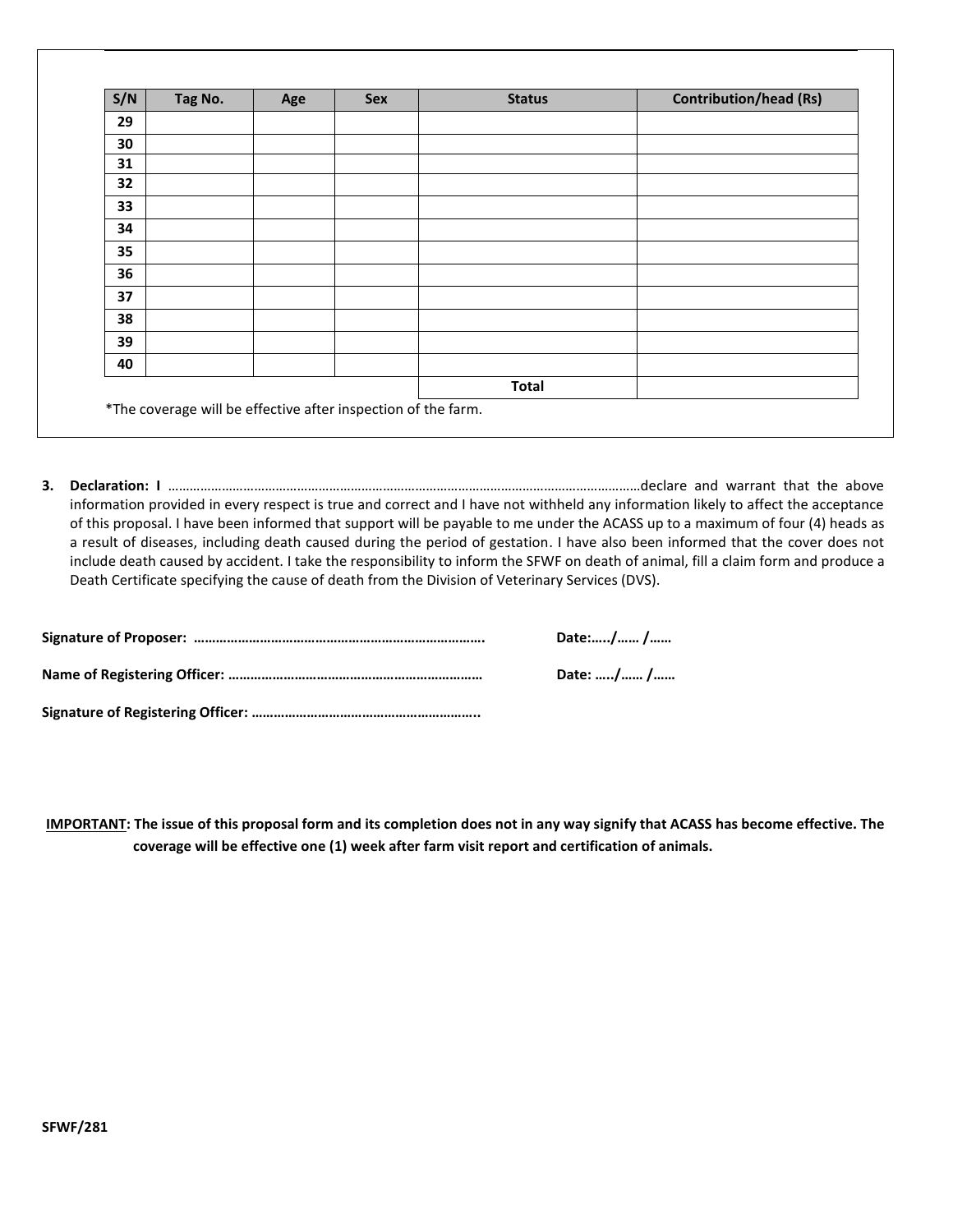| S/N | Tag No. | Age | Sex | Status | Contribution/head (Rs) |
|---|---|---|---|---|---|
| 29 | | | | | |
| 30 | | | | | |
| 31 | | | | | |
| 32 | | | | | |
| 33 | | | | | |
| 34 | | | | | |
| 35 | | | | | |
| 36 | | | | | |
| 37 | | | | | |
| 38 | | | | | |
| 39 | | | | | |
| 40 | | | | | |
| | | | | **Total** | |

*The coverage will be effective after inspection of the farm.

3. **Declaration: I** ……………………………………………………………………………………………………………………………declare and warrant that the above information provided in every respect is true and correct and I have not withheld any information likely to affect the acceptance of this proposal. I have been informed that support will be payable to me under the ACASS up to a maximum of four (4) heads as a result of diseases, including death caused during the period of gestation. I have also been informed that the cover does not include death caused by accident. I take the responsibility to inform the SFWF on death of animal, fill a claim form and produce a Death Certificate specifying the cause of death from the Division of Veterinary Services (DVS).

**Signature of Proposer: …………………………………………………………………….** **Date:…../…… /……**

**Name of Registering Officer: ……………………………………………………………** **Date: …../…… /……**

**Signature of Registering Officer: ……………………………………………………..**

**<u>IMPORTANT</u>: The issue of this proposal form and its completion does not in any way signify that ACASS has become effective. The coverage will be effective one (1) week after farm visit report and certification of animals.**

**SFWF/281**